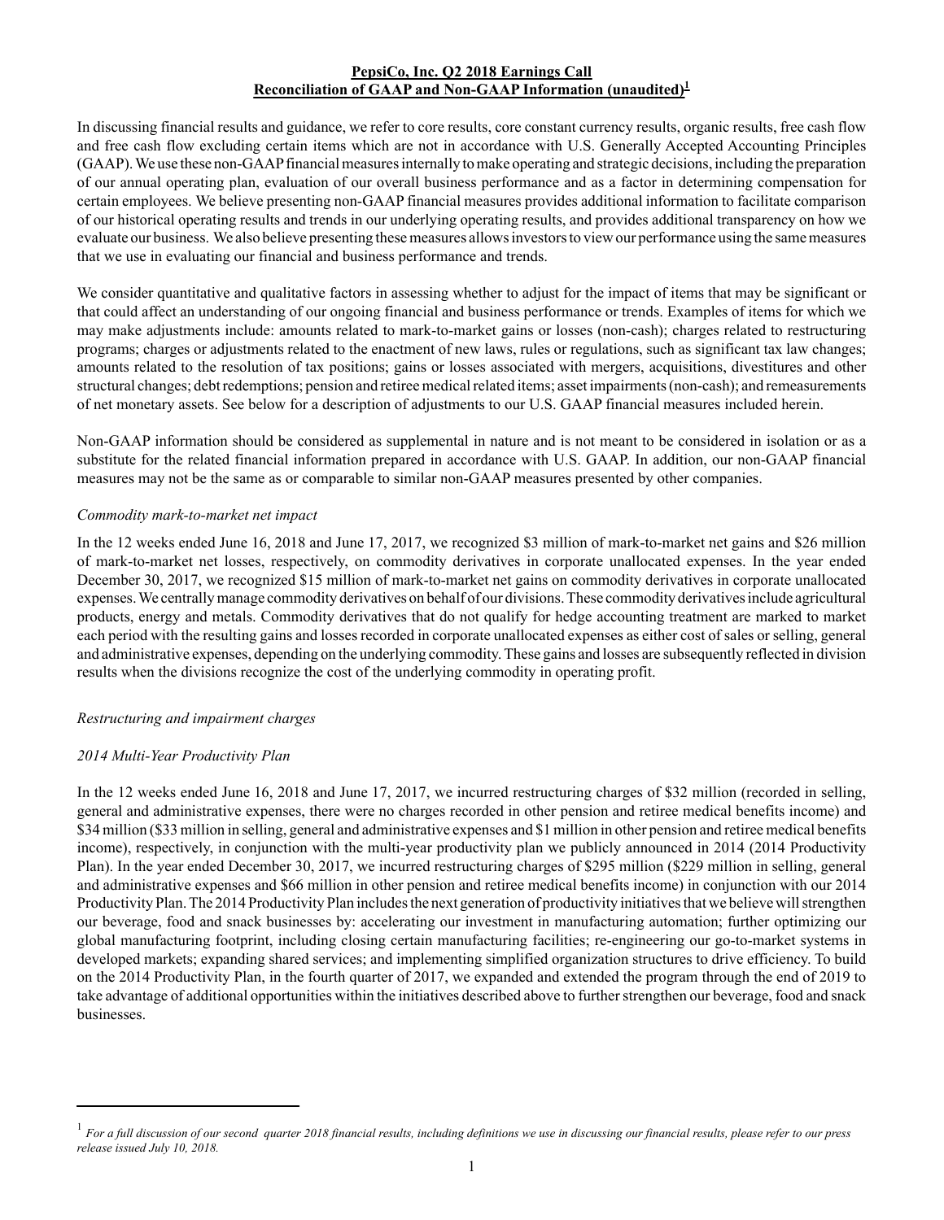# PepsiCo, Inc. Q2 2018 Earnings Call
## Reconciliation of GAAP and Non-GAAP Information (unaudited)[1]

In discussing financial results and guidance, we refer to core results, core constant currency results, organic results, free cash flow and free cash flow excluding certain items which are not in accordance with U.S. Generally Accepted Accounting Principles (GAAP). We use these non-GAAP financial measures internally to make operating and strategic decisions, including the preparation of our annual operating plan, evaluation of our overall business performance and as a factor in determining compensation for certain employees. We believe presenting non-GAAP financial measures provides additional information to facilitate comparison of our historical operating results and trends in our underlying operating results, and provides additional transparency on how we evaluate our business. We also believe presenting these measures allows investors to view our performance using the same measures that we use in evaluating our financial and business performance and trends.

We consider quantitative and qualitative factors in assessing whether to adjust for the impact of items that may be significant or that could affect an understanding of our ongoing financial and business performance or trends. Examples of items for which we may make adjustments include: amounts related to mark-to-market gains or losses (non-cash); charges related to restructuring programs; charges or adjustments related to the enactment of new laws, rules or regulations, such as significant tax law changes; amounts related to the resolution of tax positions; gains or losses associated with mergers, acquisitions, divestitures and other structural changes; debt redemptions; pension and retiree medical related items; asset impairments (non-cash); and remeasurements of net monetary assets. See below for a description of adjustments to our U.S. GAAP financial measures included herein.

Non-GAAP information should be considered as supplemental in nature and is not meant to be considered in isolation or as a substitute for the related financial information prepared in accordance with U.S. GAAP. In addition, our non-GAAP financial measures may not be the same as or comparable to similar non-GAAP measures presented by other companies.

*Commodity mark-to-market net impact*

In the 12 weeks ended June 16, 2018 and June 17, 2017, we recognized $3 million of mark-to-market net gains and $26 million of mark-to-market net losses, respectively, on commodity derivatives in corporate unallocated expenses. In the year ended December 30, 2017, we recognized $15 million of mark-to-market net gains on commodity derivatives in corporate unallocated expenses. We centrally manage commodity derivatives on behalf of our divisions. These commodity derivatives include agricultural products, energy and metals. Commodity derivatives that do not qualify for hedge accounting treatment are marked to market each period with the resulting gains and losses recorded in corporate unallocated expenses as either cost of sales or selling, general and administrative expenses, depending on the underlying commodity. These gains and losses are subsequently reflected in division results when the divisions recognize the cost of the underlying commodity in operating profit.

*Restructuring and impairment charges*

*2014 Multi-Year Productivity Plan*

In the 12 weeks ended June 16, 2018 and June 17, 2017, we incurred restructuring charges of $32 million (recorded in selling, general and administrative expenses, there were no charges recorded in other pension and retiree medical benefits income) and $34 million ($33 million in selling, general and administrative expenses and $1 million in other pension and retiree medical benefits income), respectively, in conjunction with the multi-year productivity plan we publicly announced in 2014 (2014 Productivity Plan). In the year ended December 30, 2017, we incurred restructuring charges of $295 million ($229 million in selling, general and administrative expenses and $66 million in other pension and retiree medical benefits income) in conjunction with our 2014 Productivity Plan. The 2014 Productivity Plan includes the next generation of productivity initiatives that we believe will strengthen our beverage, food and snack businesses by: accelerating our investment in manufacturing automation; further optimizing our global manufacturing footprint, including closing certain manufacturing facilities; re-engineering our go-to-market systems in developed markets; expanding shared services; and implementing simplified organization structures to drive efficiency. To build on the 2014 Productivity Plan, in the fourth quarter of 2017, we expanded and extended the program through the end of 2019 to take advantage of additional opportunities within the initiatives described above to further strengthen our beverage, food and snack businesses.

[1] *For a full discussion of our second quarter 2018 financial results, including definitions we use in discussing our financial results, please refer to our press release issued July 10, 2018.*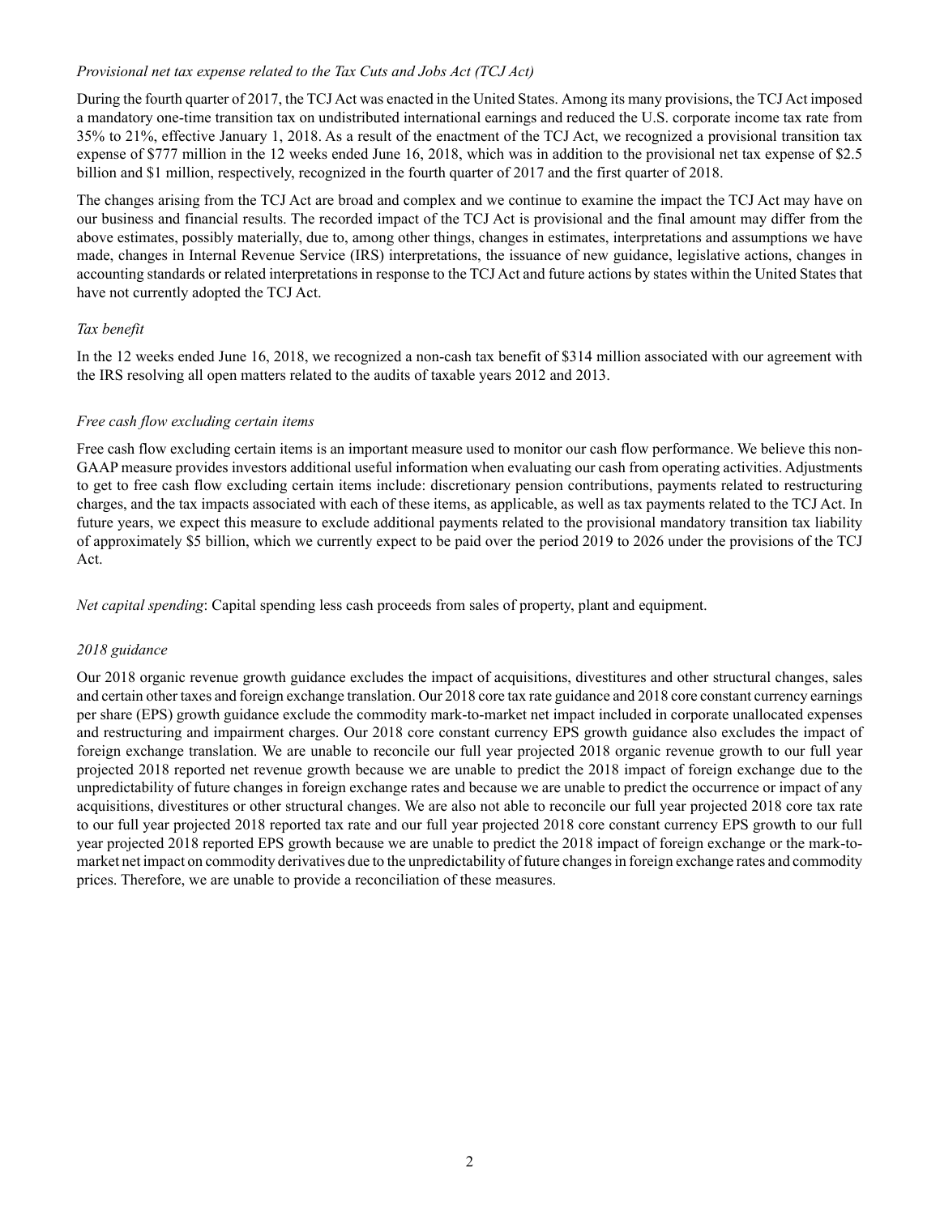*Provisional net tax expense related to the Tax Cuts and Jobs Act (TCJ Act)*

During the fourth quarter of 2017, the TCJ Act was enacted in the United States. Among its many provisions, the TCJ Act imposed a mandatory one-time transition tax on undistributed international earnings and reduced the U.S. corporate income tax rate from 35% to 21%, effective January 1, 2018. As a result of the enactment of the TCJ Act, we recognized a provisional transition tax expense of $777 million in the 12 weeks ended June 16, 2018, which was in addition to the provisional net tax expense of $2.5 billion and $1 million, respectively, recognized in the fourth quarter of 2017 and the first quarter of 2018.

The changes arising from the TCJ Act are broad and complex and we continue to examine the impact the TCJ Act may have on our business and financial results. The recorded impact of the TCJ Act is provisional and the final amount may differ from the above estimates, possibly materially, due to, among other things, changes in estimates, interpretations and assumptions we have made, changes in Internal Revenue Service (IRS) interpretations, the issuance of new guidance, legislative actions, changes in accounting standards or related interpretations in response to the TCJ Act and future actions by states within the United States that have not currently adopted the TCJ Act.

*Tax benefit*

In the 12 weeks ended June 16, 2018, we recognized a non-cash tax benefit of $314 million associated with our agreement with the IRS resolving all open matters related to the audits of taxable years 2012 and 2013.

*Free cash flow excluding certain items*

Free cash flow excluding certain items is an important measure used to monitor our cash flow performance. We believe this non-GAAP measure provides investors additional useful information when evaluating our cash from operating activities. Adjustments to get to free cash flow excluding certain items include: discretionary pension contributions, payments related to restructuring charges, and the tax impacts associated with each of these items, as applicable, as well as tax payments related to the TCJ Act. In future years, we expect this measure to exclude additional payments related to the provisional mandatory transition tax liability of approximately $5 billion, which we currently expect to be paid over the period 2019 to 2026 under the provisions of the TCJ Act.

*Net capital spending*: Capital spending less cash proceeds from sales of property, plant and equipment.

*2018 guidance*

Our 2018 organic revenue growth guidance excludes the impact of acquisitions, divestitures and other structural changes, sales and certain other taxes and foreign exchange translation. Our 2018 core tax rate guidance and 2018 core constant currency earnings per share (EPS) growth guidance exclude the commodity mark-to-market net impact included in corporate unallocated expenses and restructuring and impairment charges. Our 2018 core constant currency EPS growth guidance also excludes the impact of foreign exchange translation. We are unable to reconcile our full year projected 2018 organic revenue growth to our full year projected 2018 reported net revenue growth because we are unable to predict the 2018 impact of foreign exchange due to the unpredictability of future changes in foreign exchange rates and because we are unable to predict the occurrence or impact of any acquisitions, divestitures or other structural changes. We are also not able to reconcile our full year projected 2018 core tax rate to our full year projected 2018 reported tax rate and our full year projected 2018 core constant currency EPS growth to our full year projected 2018 reported EPS growth because we are unable to predict the 2018 impact of foreign exchange or the mark-to-market net impact on commodity derivatives due to the unpredictability of future changes in foreign exchange rates and commodity prices. Therefore, we are unable to provide a reconciliation of these measures.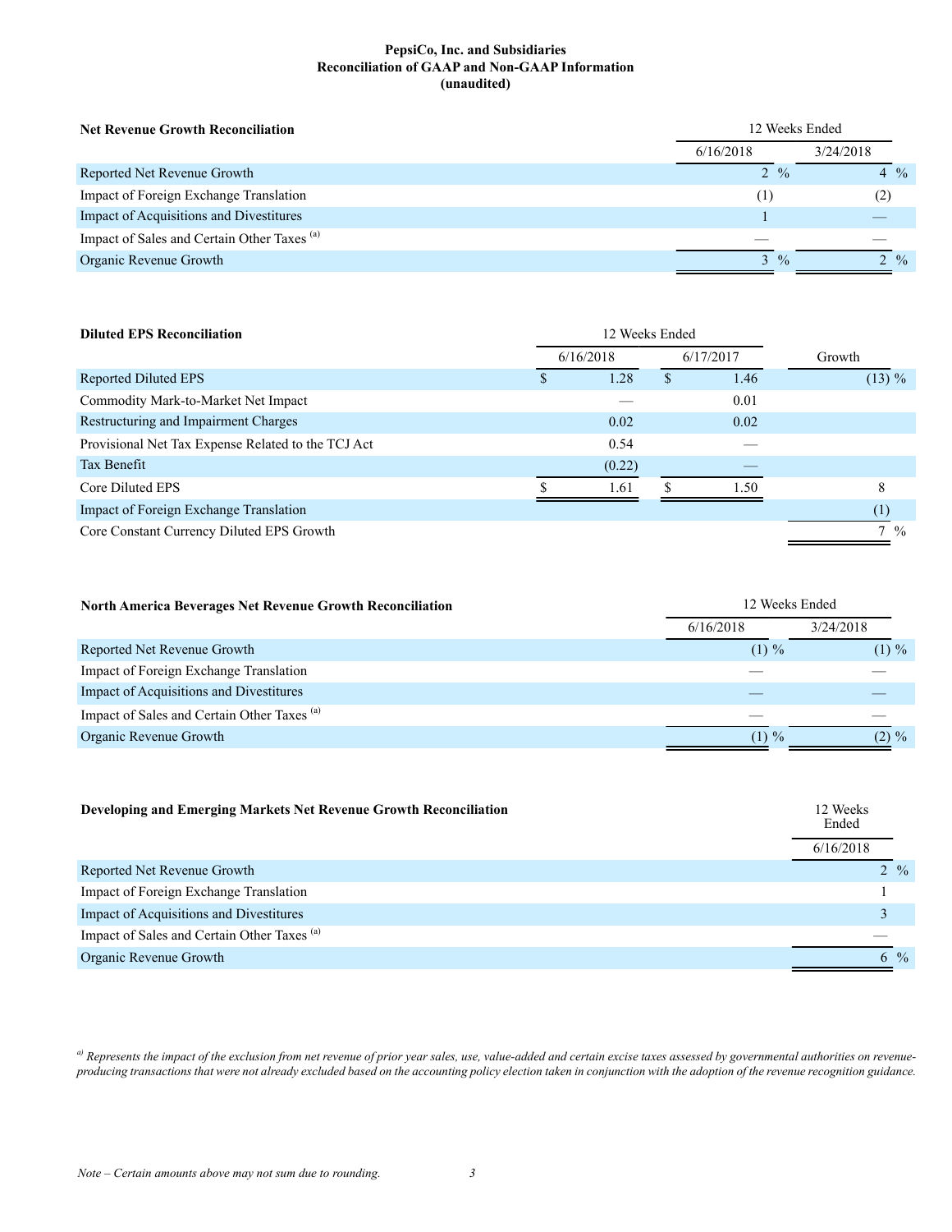**PepsiCo, Inc. and Subsidiaries**
**Reconciliation of GAAP and Non-GAAP Information**
**(unaudited)**

| **Net Revenue Growth Reconciliation** | 12 Weeks Ended | |
|---|---|---|
| | 6/16/2018 | 3/24/2018 |
| Reported Net Revenue Growth | 2 % | 4 % |
| Impact of Foreign Exchange Translation | (1) | (2) |
| Impact of Acquisitions and Divestitures | 1 | — |
| Impact of Sales and Certain Other Taxes [(a)] | — | — |
| Organic Revenue Growth | 3 % | 2 % |

| **Diluted EPS Reconciliation** | 12 Weeks Ended | | |
|---|---|---|---|
| | 6/16/2018 | 6/17/2017 | Growth |
| Reported Diluted EPS | $ 1.28 | $ 1.46 | (13) % |
| Commodity Mark-to-Market Net Impact | — | 0.01 | |
| Restructuring and Impairment Charges | 0.02 | 0.02 | |
| Provisional Net Tax Expense Related to the TCJ Act | 0.54 | — | |
| Tax Benefit | (0.22) | — | |
| Core Diluted EPS | $ 1.61 | $ 1.50 | 8 |
| Impact of Foreign Exchange Translation | | | (1) |
| Core Constant Currency Diluted EPS Growth | | | 7 % |

| **North America Beverages Net Revenue Growth Reconciliation** | 12 Weeks Ended | |
|---|---|---|
| | 6/16/2018 | 3/24/2018 |
| Reported Net Revenue Growth | (1) % | (1) % |
| Impact of Foreign Exchange Translation | — | — |
| Impact of Acquisitions and Divestitures | — | — |
| Impact of Sales and Certain Other Taxes [(a)] | — | — |
| Organic Revenue Growth | (1) % | (2) % |

| **Developing and Emerging Markets Net Revenue Growth Reconciliation** | 12 Weeks Ended |
|---|---|
| | 6/16/2018 |
| Reported Net Revenue Growth | 2 % |
| Impact of Foreign Exchange Translation | 1 |
| Impact of Acquisitions and Divestitures | 3 |
| Impact of Sales and Certain Other Taxes [(a)] | — |
| Organic Revenue Growth | 6 % |

*[a) Represents the impact of the exclusion from net revenue of prior year sales, use, value-added and certain excise taxes assessed by governmental authorities on revenue-producing transactions that were not already excluded based on the accounting policy election taken in conjunction with the adoption of the revenue recognition guidance.*

*Note – Certain amounts above may not sum due to rounding.*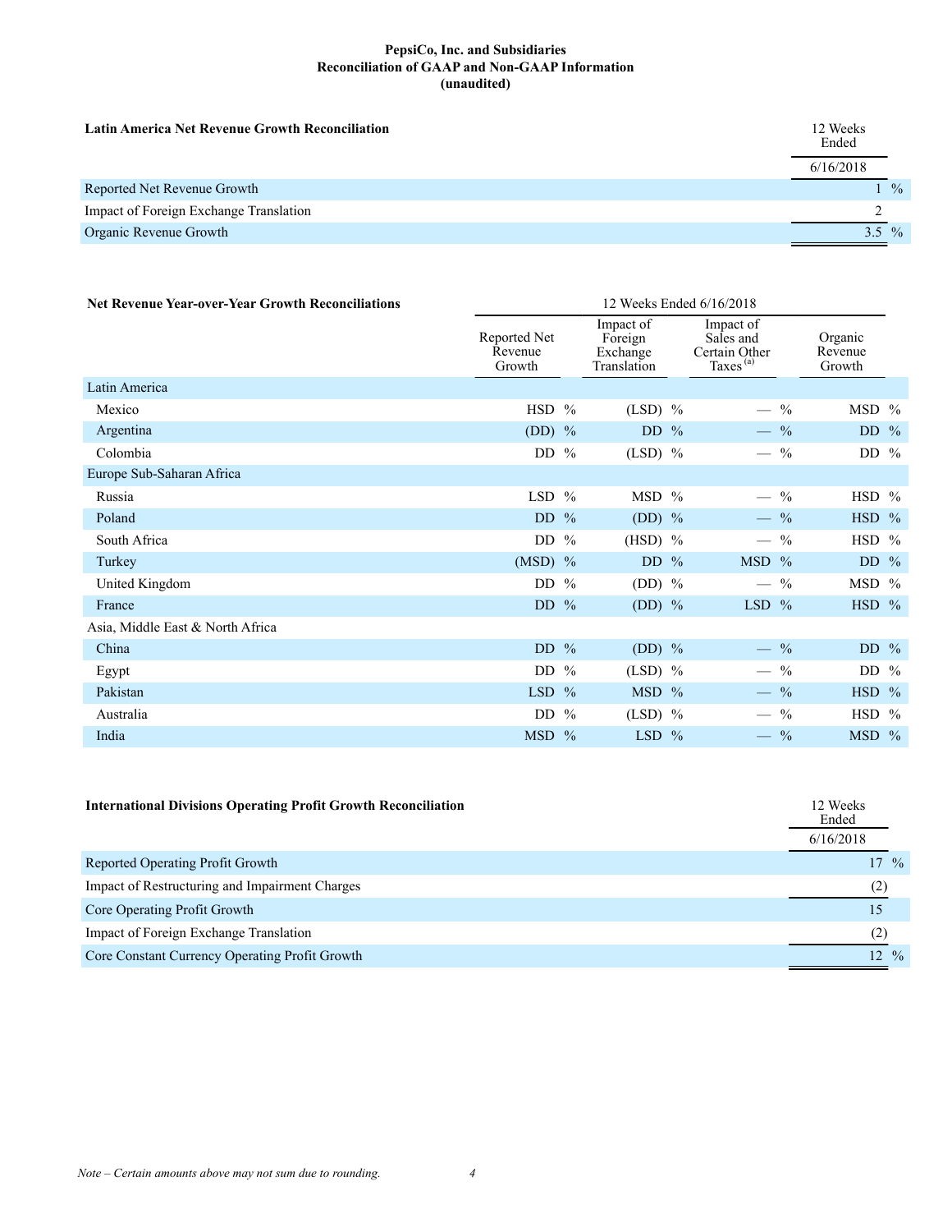**PepsiCo, Inc. and Subsidiaries**
**Reconciliation of GAAP and Non-GAAP Information**
**(unaudited)**

| **Latin America Net Revenue Growth Reconciliation** | 12 Weeks Ended 6/16/2018 |
|---|---|
| Reported Net Revenue Growth | 1 % |
| Impact of Foreign Exchange Translation | 2 |
| Organic Revenue Growth | 3.5 % |

| **Net Revenue Year-over-Year Growth Reconciliations** | 12 Weeks Ended 6/16/2018 | | | |
|---|---|---|---|---|
| | Reported Net Revenue Growth | Impact of Foreign Exchange Translation | Impact of Sales and Certain Other Taxes [(a)] | Organic Revenue Growth |
| Latin America | | | | |
| Mexico | HSD % | (LSD) % | — % | MSD % |
| Argentina | (DD) % | DD % | — % | DD % |
| Colombia | DD % | (LSD) % | — % | DD % |
| Europe Sub-Saharan Africa | | | | |
| Russia | LSD % | MSD % | — % | HSD % |
| Poland | DD % | (DD) % | — % | HSD % |
| South Africa | DD % | (HSD) % | — % | HSD % |
| Turkey | (MSD) % | DD % | MSD % | DD % |
| United Kingdom | DD % | (DD) % | — % | MSD % |
| France | DD % | (DD) % | LSD % | HSD % |
| Asia, Middle East & North Africa | | | | |
| China | DD % | (DD) % | — % | DD % |
| Egypt | DD % | (LSD) % | — % | DD % |
| Pakistan | LSD % | MSD % | — % | HSD % |
| Australia | DD % | (LSD) % | — % | HSD % |
| India | MSD % | LSD % | — % | MSD % |

| **International Divisions Operating Profit Growth Reconciliation** | 12 Weeks Ended 6/16/2018 |
|---|---|
| Reported Operating Profit Growth | 17 % |
| Impact of Restructuring and Impairment Charges | (2) |
| Core Operating Profit Growth | 15 |
| Impact of Foreign Exchange Translation | (2) |
| Core Constant Currency Operating Profit Growth | 12 % |

*Note – Certain amounts above may not sum due to rounding.*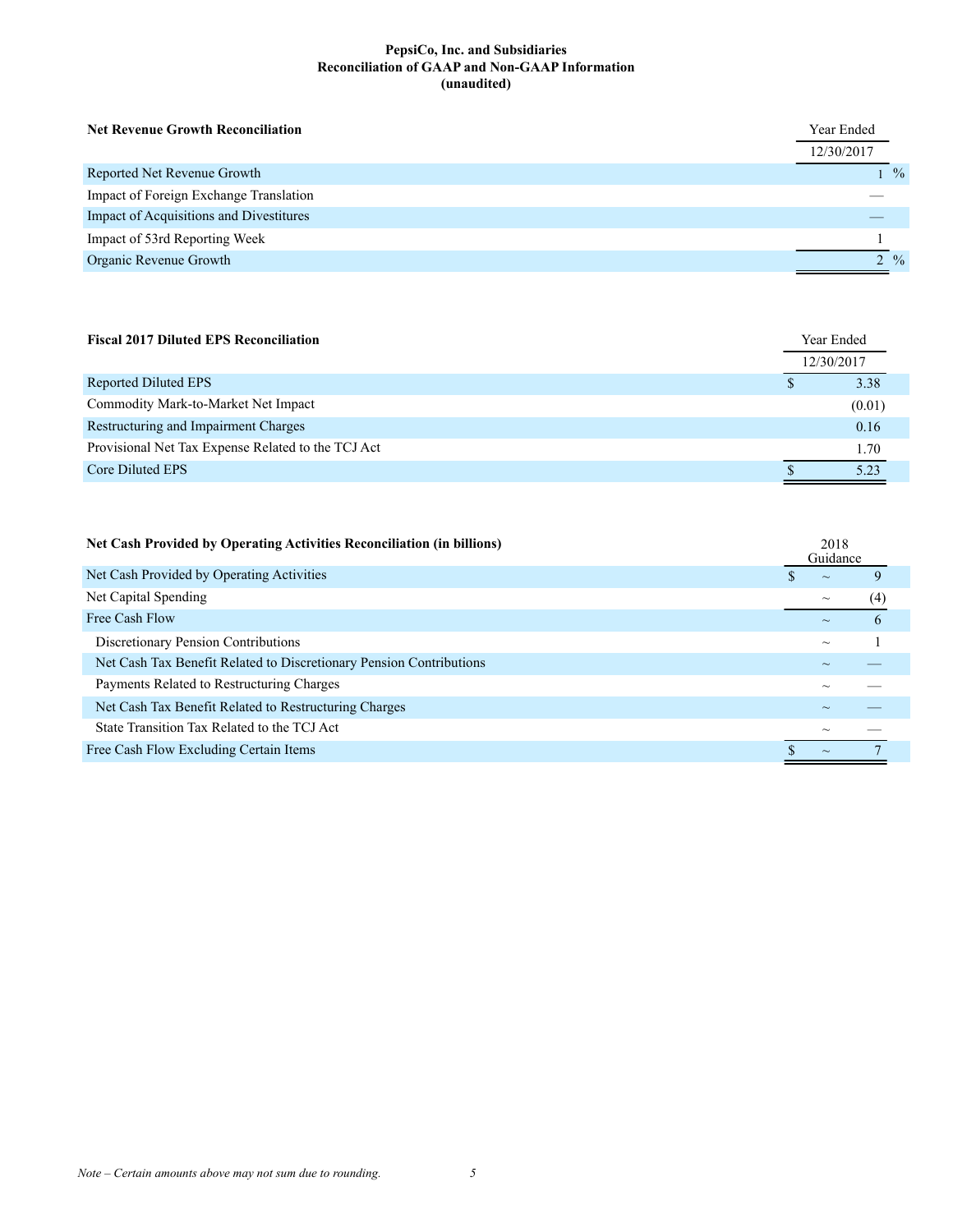**PepsiCo, Inc. and Subsidiaries**
**Reconciliation of GAAP and Non-GAAP Information**
**(unaudited)**

| **Net Revenue Growth Reconciliation** | Year Ended 12/30/2017 |
|---|---|
| Reported Net Revenue Growth | 1 % |
| Impact of Foreign Exchange Translation | — |
| Impact of Acquisitions and Divestitures | — |
| Impact of 53rd Reporting Week | 1 |
| Organic Revenue Growth | 2 % |

| **Fiscal 2017 Diluted EPS Reconciliation** | Year Ended 12/30/2017 |
|---|---|
| Reported Diluted EPS | $ 3.38 |
| Commodity Mark-to-Market Net Impact | (0.01) |
| Restructuring and Impairment Charges | 0.16 |
| Provisional Net Tax Expense Related to the TCJ Act | 1.70 |
| Core Diluted EPS | $ 5.23 |

| **Net Cash Provided by Operating Activities Reconciliation (in billions)** | 2018 Guidance |
|---|---|
| Net Cash Provided by Operating Activities | $ ~ 9 |
| Net Capital Spending | ~ (4) |
| Free Cash Flow | ~ 6 |
| Discretionary Pension Contributions | ~ 1 |
| Net Cash Tax Benefit Related to Discretionary Pension Contributions | ~ — |
| Payments Related to Restructuring Charges | ~ — |
| Net Cash Tax Benefit Related to Restructuring Charges | ~ — |
| State Transition Tax Related to the TCJ Act | ~ — |
| Free Cash Flow Excluding Certain Items | $ ~ 7 |

*Note – Certain amounts above may not sum due to rounding.*